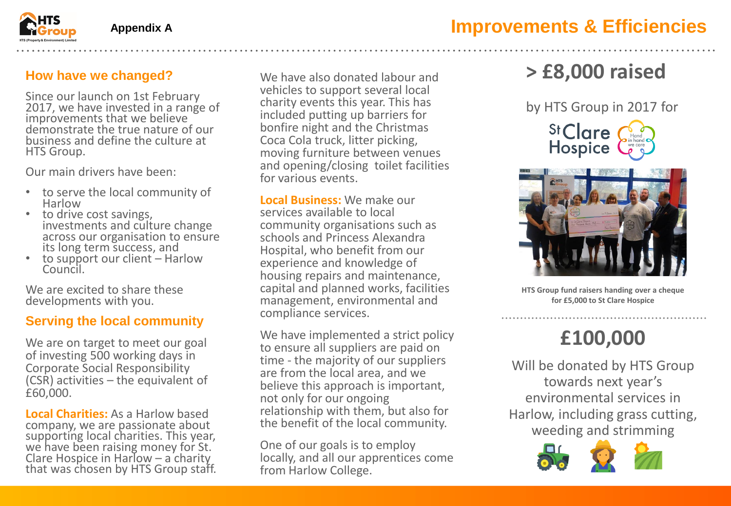Appendix A

# Improvements & Efficiencies

## How have we changed?

Since our launch on 1st February 2017, we have invested in a range of improvements that we believe demonstrate the true nature of our business and define the culture at HTS Group.

Our main drivers have been:

- to serve the local community of Harlow
- to drive cost savings, investments and culture change across our organisation to ensure its long term success, and
- to support our client – Harlow Council.

We are excited to share these developments with you.

## Serving the local community

We are on target to meet our goal of investing 500 working days in Corporate Social Responsibility (CSR) activities – the equivalent of £60,000.

**Local Charities:** As a Harlow based company, we are passionate about supporting local charities. This year, we have been raising money for St. Clare Hospice in Harlow – a charity that was chosen by HTS Group staff.

We have also donated labour and vehicles to support several local charity events this year. This has included putting up barriers for bonfire night and the Christmas Coca Cola truck, litter picking, moving furniture between venues and opening/closing toilet facilities for various events.

**Local Business:** We make our services available to local community organisations such as schools and Princess Alexandra Hospital, who benefit from our experience and knowledge of housing repairs and maintenance, capital and planned works, facilities management, environmental and compliance services.

We have implemented a strict policy to ensure all suppliers are paid on time - the majority of our suppliers are from the local area, and we believe this approach is important, not only for our ongoing relationship with them, but also for the benefit of the local community.

One of our goals is to employ locally, and all our apprentices come from Harlow College.

## > £8,000 raised

by HTS Group in 2017 for St Clare Hospice

HTS Group fund raisers handing over a cheque for £5,000 to St Clare Hospice

## £100,000

Will be donated by HTS Group towards next year's environmental services in Harlow, including grass cutting, weeding and strimming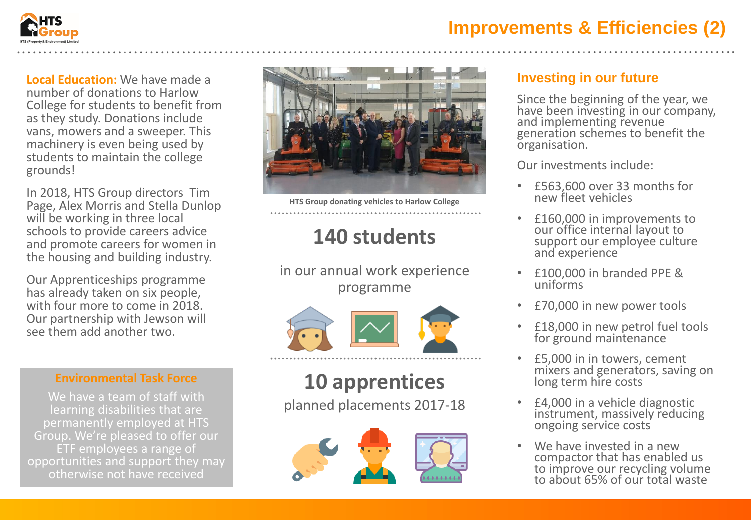# Improvements & Efficiencies (2)

**Local Education:** We have made a number of donations to Harlow College for students to benefit from as they study. Donations include vans, mowers and a sweeper. This machinery is even being used by students to maintain the college grounds!

In 2018, HTS Group directors Tim Page, Alex Morris and Stella Dunlop will be working in three local schools to provide careers advice and promote careers for women in the housing and building industry.

Our Apprenticeships programme has already taken on six people, with four more to come in 2018. Our partnership with Jewson will see them add another two.

### Environmental Task Force

We have a team of staff with learning disabilities that are permanently employed at HTS Group. We're pleased to offer our ETF employees a range of opportunities and support they may otherwise not have received

HTS Group donating vehicles to Harlow College

## 140 students

in our annual work experience programme

## 10 apprentices

planned placements 2017-18

### Investing in our future

Since the beginning of the year, we have been investing in our company, and implementing revenue generation schemes to benefit the organisation.

Our investments include:

- £563,600 over 33 months for new fleet vehicles
- £160,000 in improvements to our office internal layout to support our employee culture and experience
- £100,000 in branded PPE & uniforms
- £70,000 in new power tools
- £18,000 in new petrol fuel tools for ground maintenance
- £5,000 in in towers, cement mixers and generators, saving on long term hire costs
- £4,000 in a vehicle diagnostic instrument, massively reducing ongoing service costs
- We have invested in a new compactor that has enabled us to improve our recycling volume to about 65% of our total waste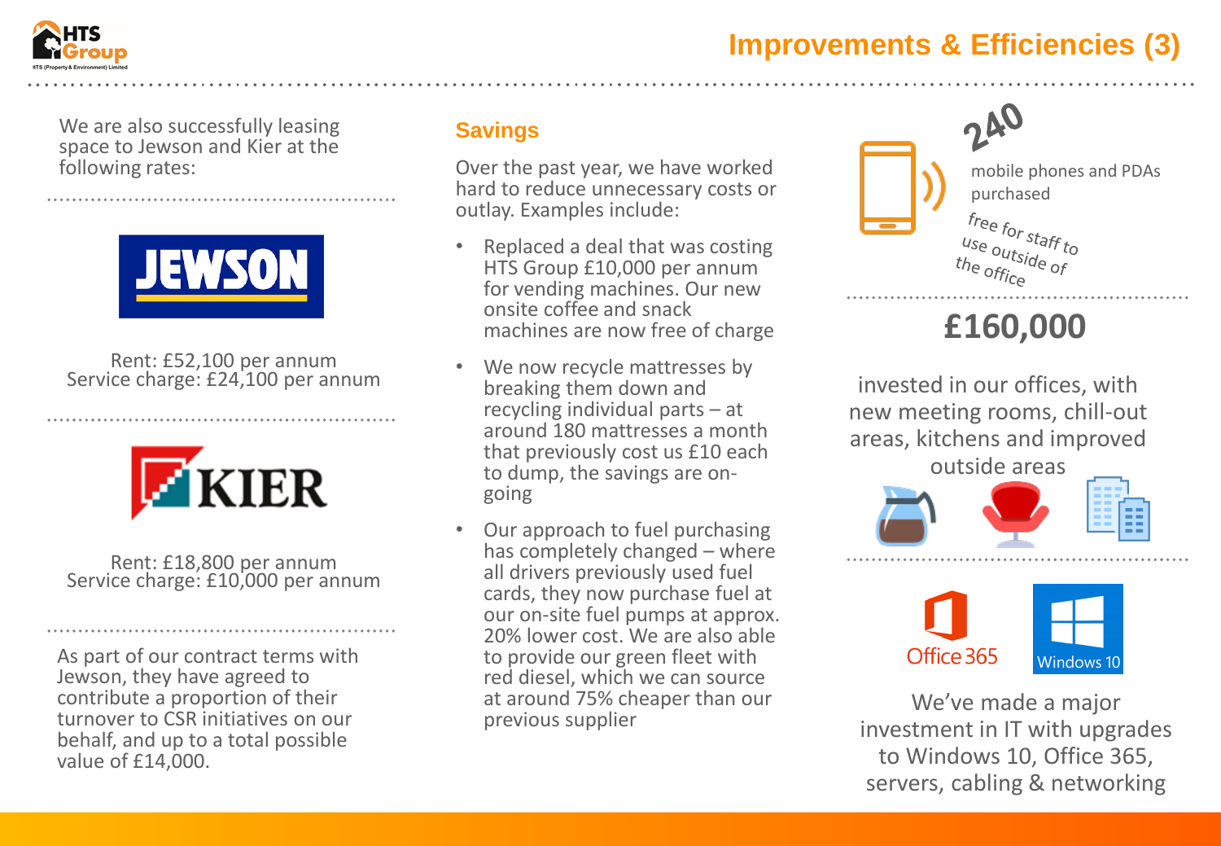# Improvements & Efficiencies (3)

We are also successfully leasing space to Jewson and Kier at the following rates:

**JEWSON**

Rent: £52,100 per annum
Service charge: £24,100 per annum

**KIER**

Rent: £18,800 per annum
Service charge: £10,000 per annum

As part of our contract terms with Jewson, they have agreed to contribute a proportion of their turnover to CSR initiatives on our behalf, and up to a total possible value of £14,000.

## Savings

Over the past year, we have worked hard to reduce unnecessary costs or outlay. Examples include:

- Replaced a deal that was costing HTS Group £10,000 per annum for vending machines. Our new onsite coffee and snack machines are now free of charge
- We now recycle mattresses by breaking them down and recycling individual parts – at around 180 mattresses a month that previously cost us £10 each to dump, the savings are on-going
- Our approach to fuel purchasing has completely changed – where all drivers previously used fuel cards, they now purchase fuel at our on-site fuel pumps at approx. 20% lower cost. We are also able to provide our green fleet with red diesel, which we can source at around 75% cheaper than our previous supplier

**240**

mobile phones and PDAs purchased

free for staff to use outside of the office

**£160,000**

invested in our offices, with new meeting rooms, chill-out areas, kitchens and improved outside areas

Office 365 | Windows 10

We've made a major investment in IT with upgrades to Windows 10, Office 365, servers, cabling & networking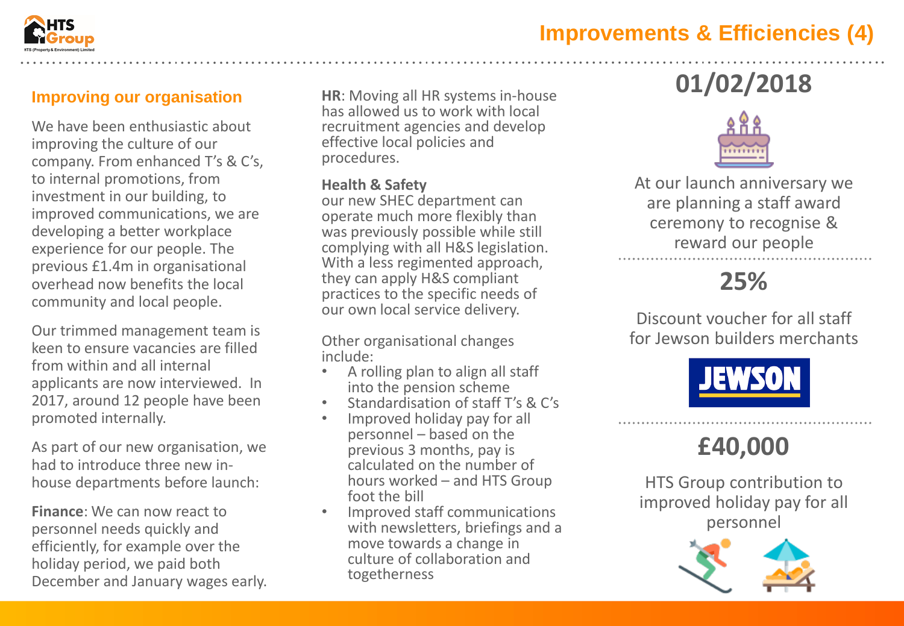# Improvements & Efficiencies (4)

## Improving our organisation

We have been enthusiastic about improving the culture of our company. From enhanced T's & C's, to internal promotions, from investment in our building, to improved communications, we are developing a better workplace experience for our people. The previous £1.4m in organisational overhead now benefits the local community and local people.

Our trimmed management team is keen to ensure vacancies are filled from within and all internal applicants are now interviewed. In 2017, around 12 people have been promoted internally.

As part of our new organisation, we had to introduce three new in-house departments before launch:

**Finance**: We can now react to personnel needs quickly and efficiently, for example over the holiday period, we paid both December and January wages early.

**HR**: Moving all HR systems in-house has allowed us to work with local recruitment agencies and develop effective local policies and procedures.

**Health & Safety**
our new SHEC department can operate much more flexibly than was previously possible while still complying with all H&S legislation. With a less regimented approach, they can apply H&S compliant practices to the specific needs of our own local service delivery.

Other organisational changes include:

- A rolling plan to align all staff into the pension scheme
- Standardisation of staff T's & C's
- Improved holiday pay for all personnel – based on the previous 3 months, pay is calculated on the number of hours worked – and HTS Group foot the bill
- Improved staff communications with newsletters, briefings and a move towards a change in culture of collaboration and togetherness

## 01/02/2018

At our launch anniversary we are planning a staff award ceremony to recognise & reward our people

## 25%

Discount voucher for all staff for Jewson builders merchants

JEWSON

## £40,000

HTS Group contribution to improved holiday pay for all personnel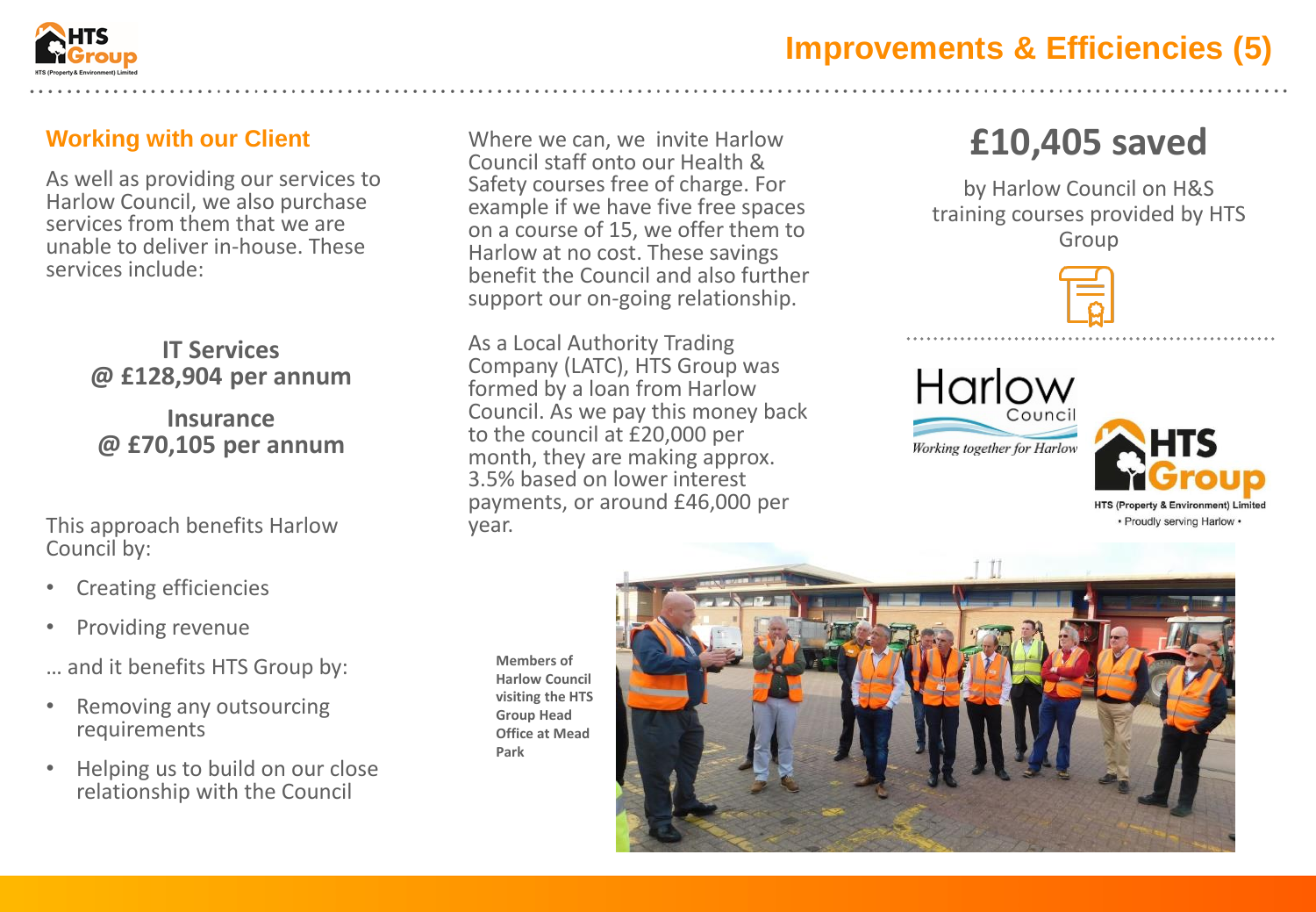# Improvements & Efficiencies (5)

## Working with our Client

As well as providing our services to Harlow Council, we also purchase services from them that we are unable to deliver in-house. These services include:

**IT Services**
**@ £128,904 per annum**

**Insurance**
**@ £70,105 per annum**

This approach benefits Harlow Council by:

- Creating efficiencies
- Providing revenue

… and it benefits HTS Group by:

- Removing any outsourcing requirements
- Helping us to build on our close relationship with the Council

Where we can, we invite Harlow Council staff onto our Health & Safety courses free of charge. For example if we have five free spaces on a course of 15, we offer them to Harlow at no cost. These savings benefit the Council and also further support our on-going relationship.

As a Local Authority Trading Company (LATC), HTS Group was formed by a loan from Harlow Council. As we pay this money back to the council at £20,000 per month, they are making approx. 3.5% based on lower interest payments, or around £46,000 per year.

**Members of Harlow Council visiting the HTS Group Head Office at Mead Park**

## £10,405 saved

by Harlow Council on H&S training courses provided by HTS Group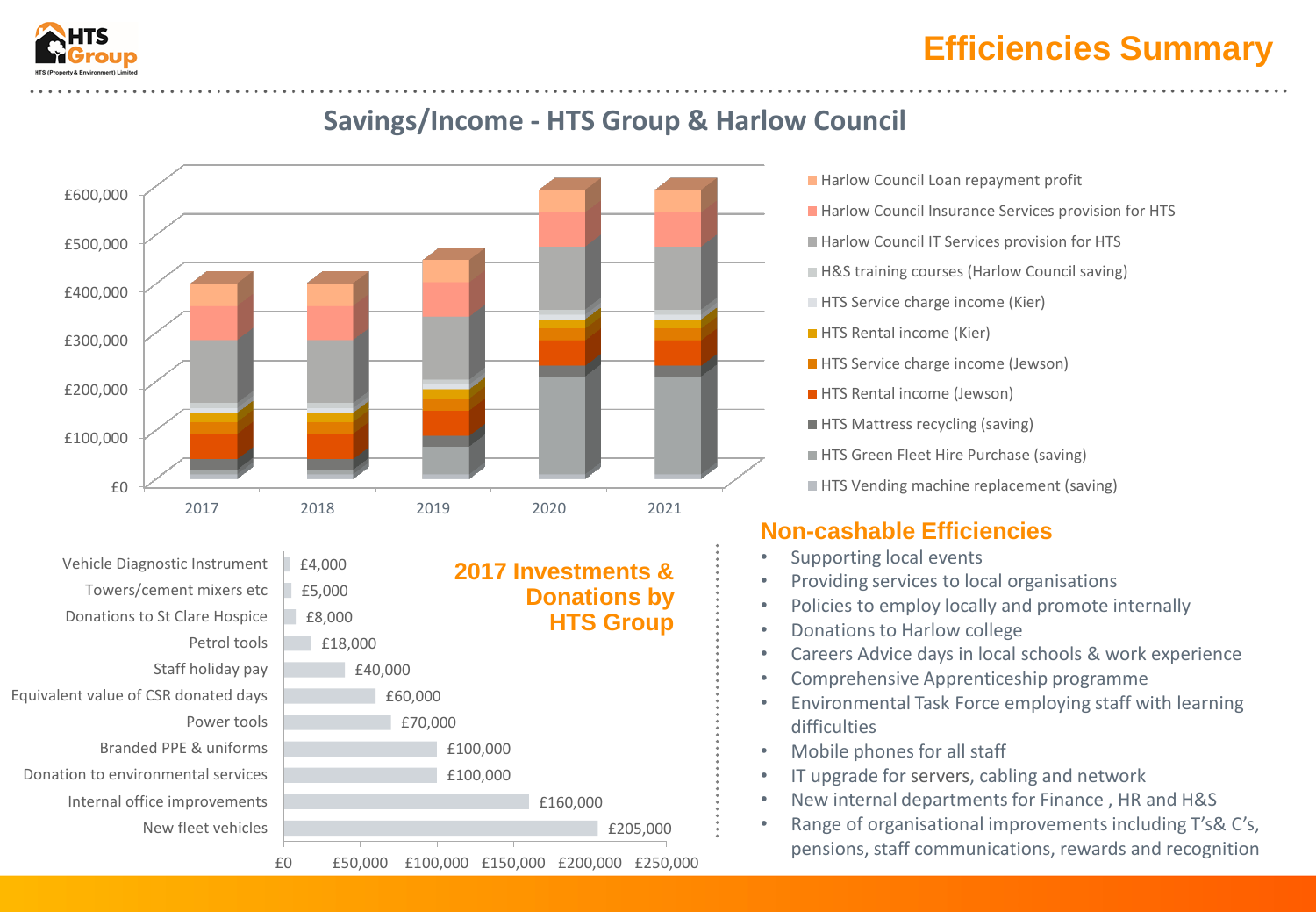# Efficiencies Summary

## Savings/Income - HTS Group & Harlow Council

£600,000
£500,000
£400,000
£300,000
£200,000
£100,000
£0

2017
2018
2019
2020
2021

- Harlow Council Loan repayment profit
- Harlow Council Insurance Services provision for HTS
- Harlow Council IT Services provision for HTS
- H&S training courses (Harlow Council saving)
- HTS Service charge income (Kier)
- HTS Rental income (Kier)
- HTS Service charge income (Jewson)
- HTS Rental income (Jewson)
- HTS Mattress recycling (saving)
- HTS Green Fleet Hire Purchase (saving)
- HTS Vending machine replacement (saving)

## 2017 Investments & Donations by HTS Group

Vehicle Diagnostic Instrument £4,000
Towers/cement mixers etc £5,000
Donations to St Clare Hospice £8,000
Petrol tools £18,000
Staff holiday pay £40,000
Equivalent value of CSR donated days £60,000
Power tools £70,000
Branded PPE & uniforms £100,000
Donation to environmental services £100,000
Internal office improvements £160,000
New fleet vehicles £205,000

£0 £50,000 £100,000 £150,000 £200,000 £250,000

## Non-cashable Efficiencies

- Supporting local events
- Providing services to local organisations
- Policies to employ locally and promote internally
- Donations to Harlow college
- Careers Advice days in local schools & work experience
- Comprehensive Apprenticeship programme
- Environmental Task Force employing staff with learning difficulties
- Mobile phones for all staff
- IT upgrade for servers, cabling and network
- New internal departments for Finance , HR and H&S
- Range of organisational improvements including T's& C's, pensions, staff communications, rewards and recognition